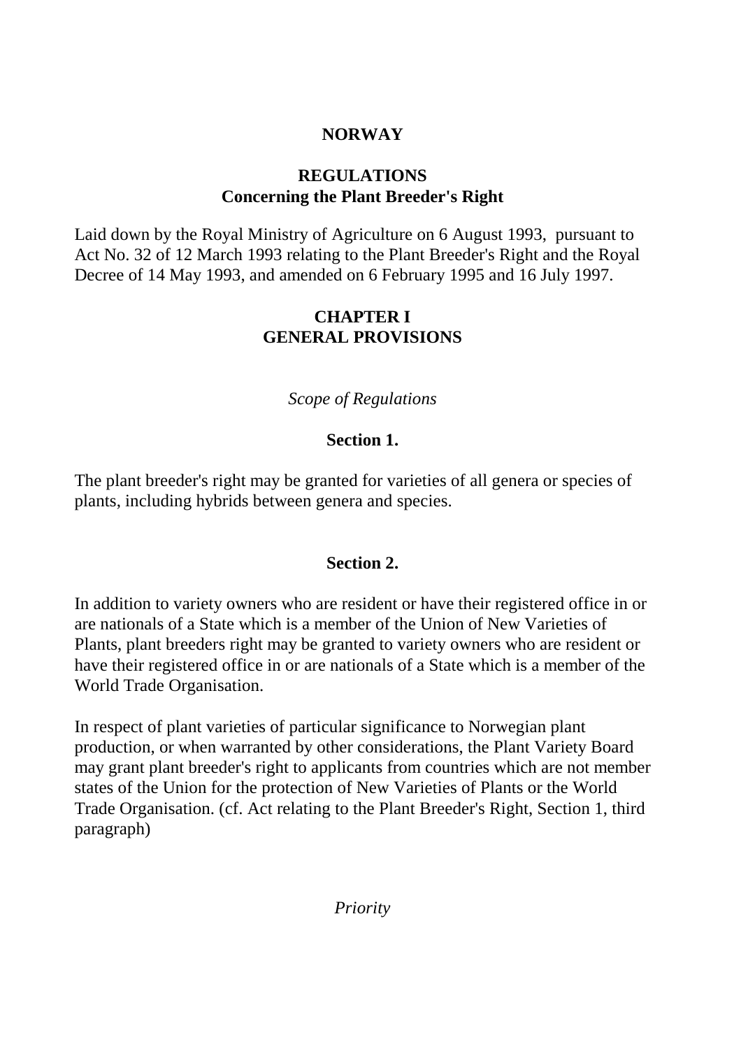# NORWAY

## REGULATIONS
## Concerning the Plant Breeder's Right

Laid down by the Royal Ministry of Agriculture on 6 August 1993, pursuant to Act No. 32 of 12 March 1993 relating to the Plant Breeder's Right and the Royal Decree of 14 May 1993, and amended on 6 February 1995 and 16 July 1997.

## CHAPTER I
## GENERAL PROVISIONS

*Scope of Regulations*

### Section 1.

The plant breeder's right may be granted for varieties of all genera or species of plants, including hybrids between genera and species.

### Section 2.

In addition to variety owners who are resident or have their registered office in or are nationals of a State which is a member of the Union of New Varieties of Plants, plant breeders right may be granted to variety owners who are resident or have their registered office in or are nationals of a State which is a member of the World Trade Organisation.

In respect of plant varieties of particular significance to Norwegian plant production, or when warranted by other considerations, the Plant Variety Board may grant plant breeder's right to applicants from countries which are not member states of the Union for the protection of New Varieties of Plants or the World Trade Organisation. (cf. Act relating to the Plant Breeder's Right, Section 1, third paragraph)

*Priority*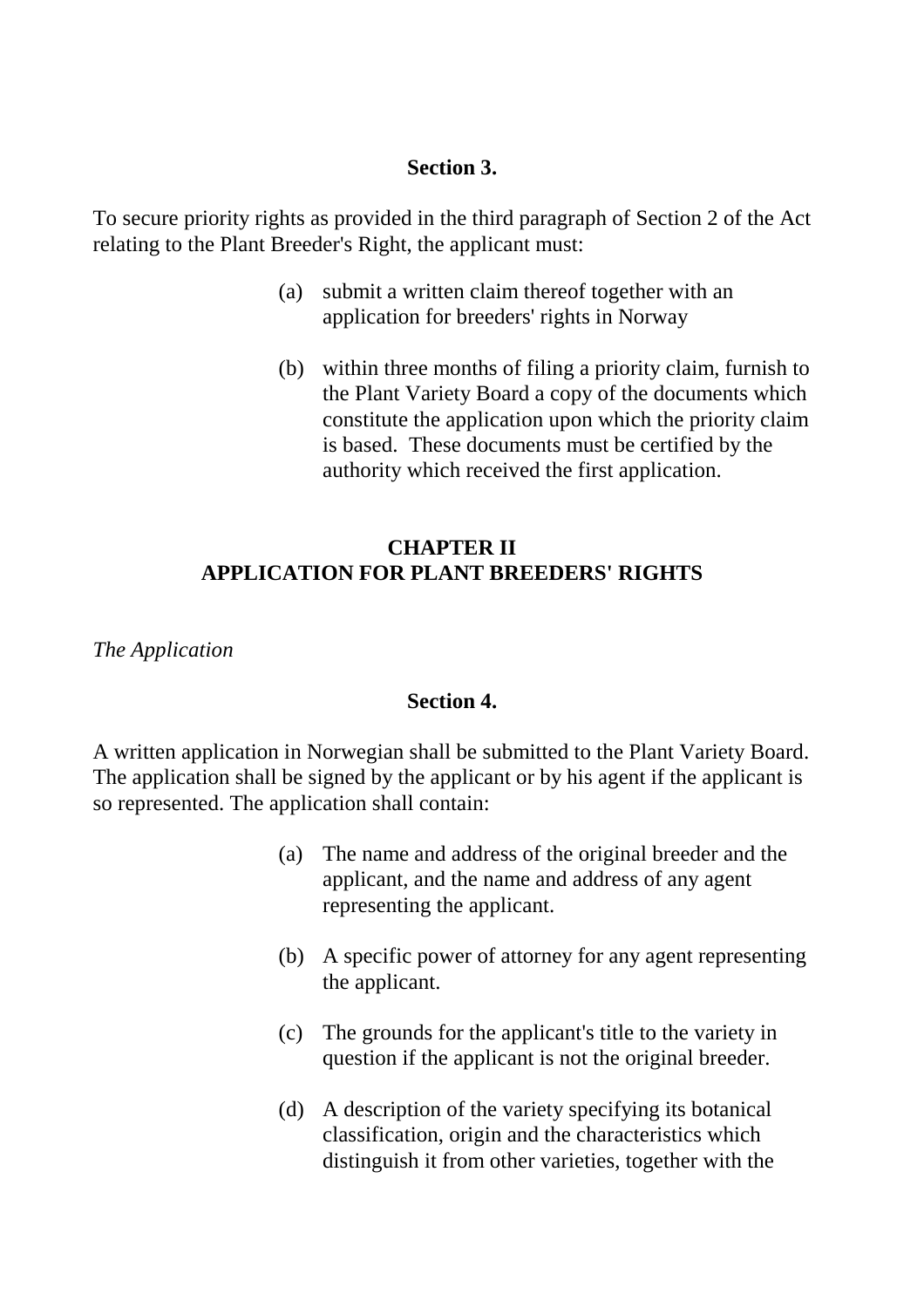**Section 3.**

To secure priority rights as provided in the third paragraph of Section 2 of the Act relating to the Plant Breeder's Right, the applicant must:

(a) submit a written claim thereof together with an application for breeders' rights in Norway

(b) within three months of filing a priority claim, furnish to the Plant Variety Board a copy of the documents which constitute the application upon which the priority claim is based. These documents must be certified by the authority which received the first application.

## CHAPTER II
## APPLICATION FOR PLANT BREEDERS' RIGHTS

*The Application*

**Section 4.**

A written application in Norwegian shall be submitted to the Plant Variety Board. The application shall be signed by the applicant or by his agent if the applicant is so represented. The application shall contain:

(a) The name and address of the original breeder and the applicant, and the name and address of any agent representing the applicant.

(b) A specific power of attorney for any agent representing the applicant.

(c) The grounds for the applicant's title to the variety in question if the applicant is not the original breeder.

(d) A description of the variety specifying its botanical classification, origin and the characteristics which distinguish it from other varieties, together with the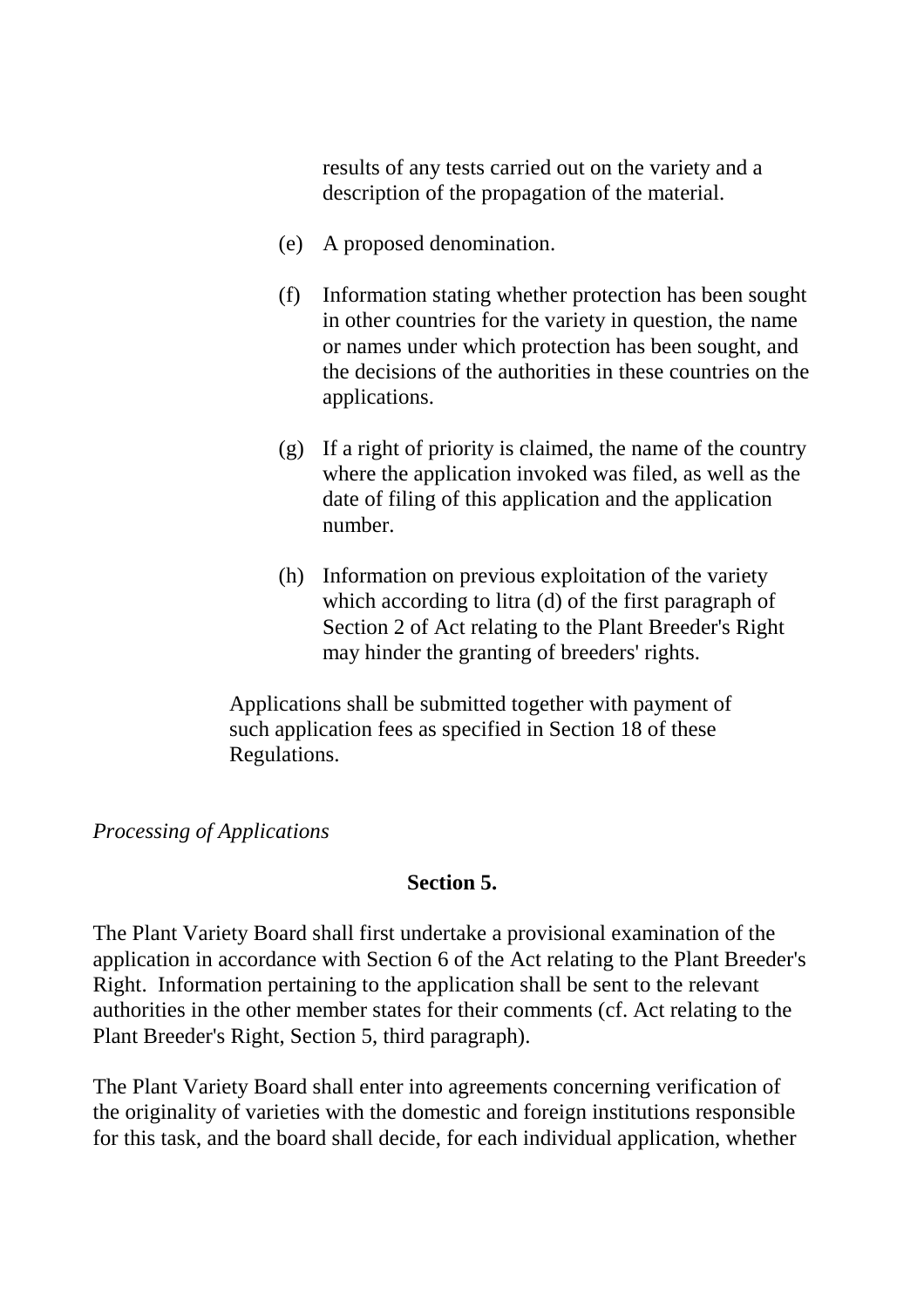results of any tests carried out on the variety and a description of the propagation of the material.

(e) A proposed denomination.

(f) Information stating whether protection has been sought in other countries for the variety in question, the name or names under which protection has been sought, and the decisions of the authorities in these countries on the applications.

(g) If a right of priority is claimed, the name of the country where the application invoked was filed, as well as the date of filing of this application and the application number.

(h) Information on previous exploitation of the variety which according to litra (d) of the first paragraph of Section 2 of Act relating to the Plant Breeder's Right may hinder the granting of breeders' rights.

Applications shall be submitted together with payment of such application fees as specified in Section 18 of these Regulations.

*Processing of Applications*

**Section 5.**

The Plant Variety Board shall first undertake a provisional examination of the application in accordance with Section 6 of the Act relating to the Plant Breeder's Right. Information pertaining to the application shall be sent to the relevant authorities in the other member states for their comments (cf. Act relating to the Plant Breeder's Right, Section 5, third paragraph).

The Plant Variety Board shall enter into agreements concerning verification of the originality of varieties with the domestic and foreign institutions responsible for this task, and the board shall decide, for each individual application, whether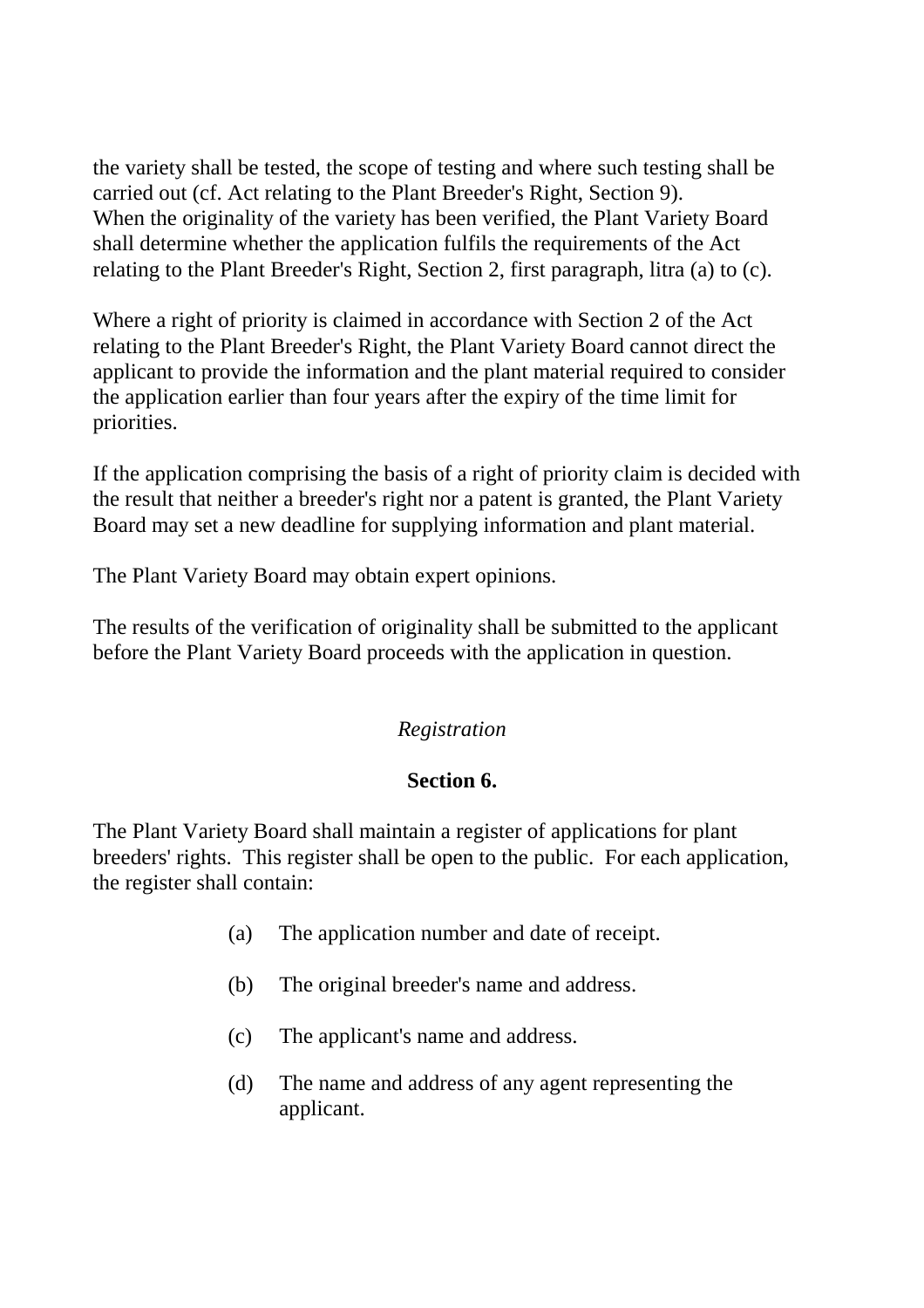the variety shall be tested, the scope of testing and where such testing shall be carried out (cf. Act relating to the Plant Breeder's Right, Section 9).
When the originality of the variety has been verified, the Plant Variety Board shall determine whether the application fulfils the requirements of the Act relating to the Plant Breeder's Right, Section 2, first paragraph, litra (a) to (c).

Where a right of priority is claimed in accordance with Section 2 of the Act relating to the Plant Breeder's Right, the Plant Variety Board cannot direct the applicant to provide the information and the plant material required to consider the application earlier than four years after the expiry of the time limit for priorities.

If the application comprising the basis of a right of priority claim is decided with the result that neither a breeder's right nor a patent is granted, the Plant Variety Board may set a new deadline for supplying information and plant material.

The Plant Variety Board may obtain expert opinions.

The results of the verification of originality shall be submitted to the applicant before the Plant Variety Board proceeds with the application in question.

*Registration*

**Section 6.**

The Plant Variety Board shall maintain a register of applications for plant breeders' rights. This register shall be open to the public. For each application, the register shall contain:

(a) The application number and date of receipt.

(b) The original breeder's name and address.

(c) The applicant's name and address.

(d) The name and address of any agent representing the applicant.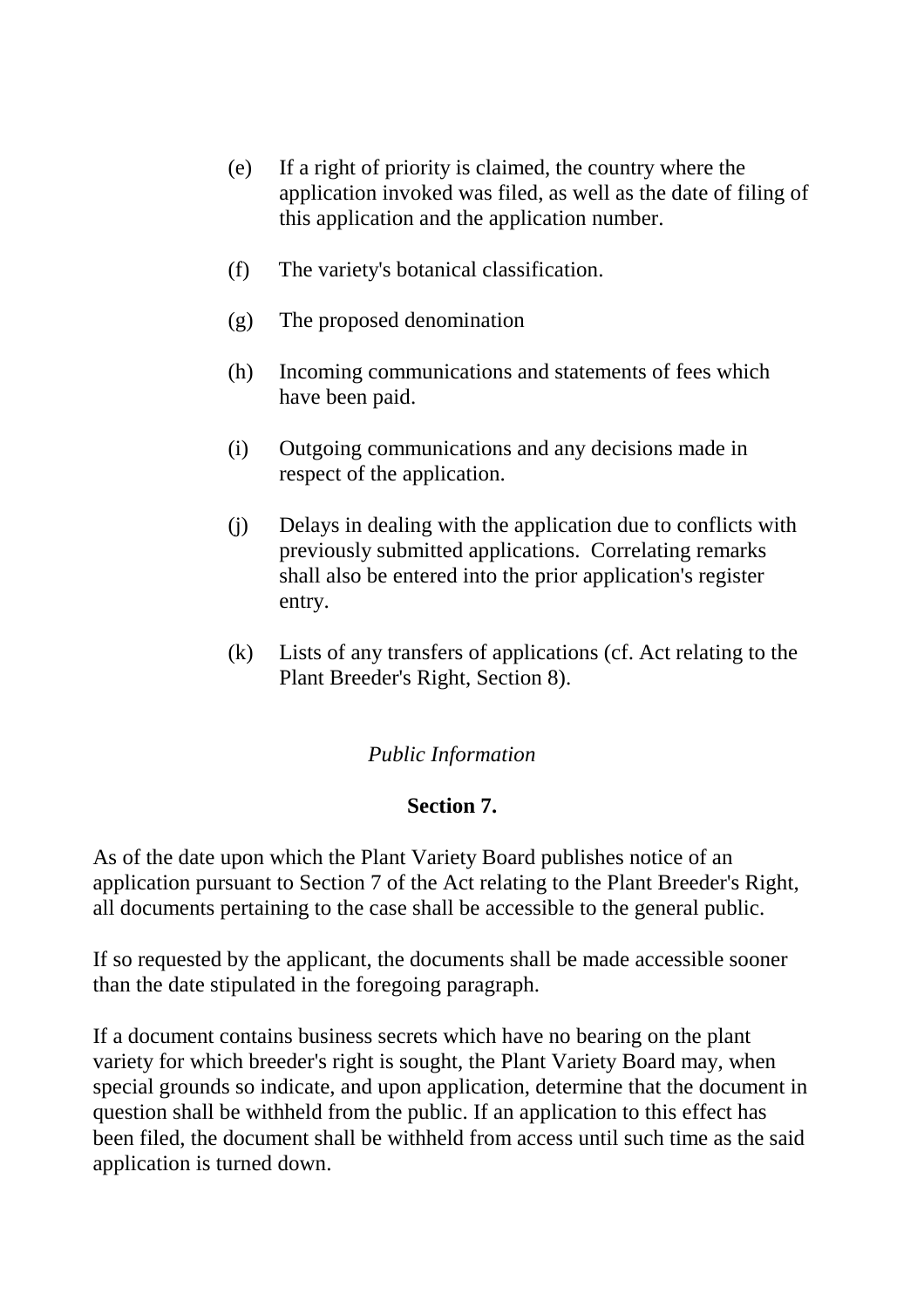(e) If a right of priority is claimed, the country where the application invoked was filed, as well as the date of filing of this application and the application number.

(f) The variety's botanical classification.

(g) The proposed denomination

(h) Incoming communications and statements of fees which have been paid.

(i) Outgoing communications and any decisions made in respect of the application.

(j) Delays in dealing with the application due to conflicts with previously submitted applications. Correlating remarks shall also be entered into the prior application's register entry.

(k) Lists of any transfers of applications (cf. Act relating to the Plant Breeder's Right, Section 8).

*Public Information*

**Section 7.**

As of the date upon which the Plant Variety Board publishes notice of an application pursuant to Section 7 of the Act relating to the Plant Breeder's Right, all documents pertaining to the case shall be accessible to the general public.

If so requested by the applicant, the documents shall be made accessible sooner than the date stipulated in the foregoing paragraph.

If a document contains business secrets which have no bearing on the plant variety for which breeder's right is sought, the Plant Variety Board may, when special grounds so indicate, and upon application, determine that the document in question shall be withheld from the public. If an application to this effect has been filed, the document shall be withheld from access until such time as the said application is turned down.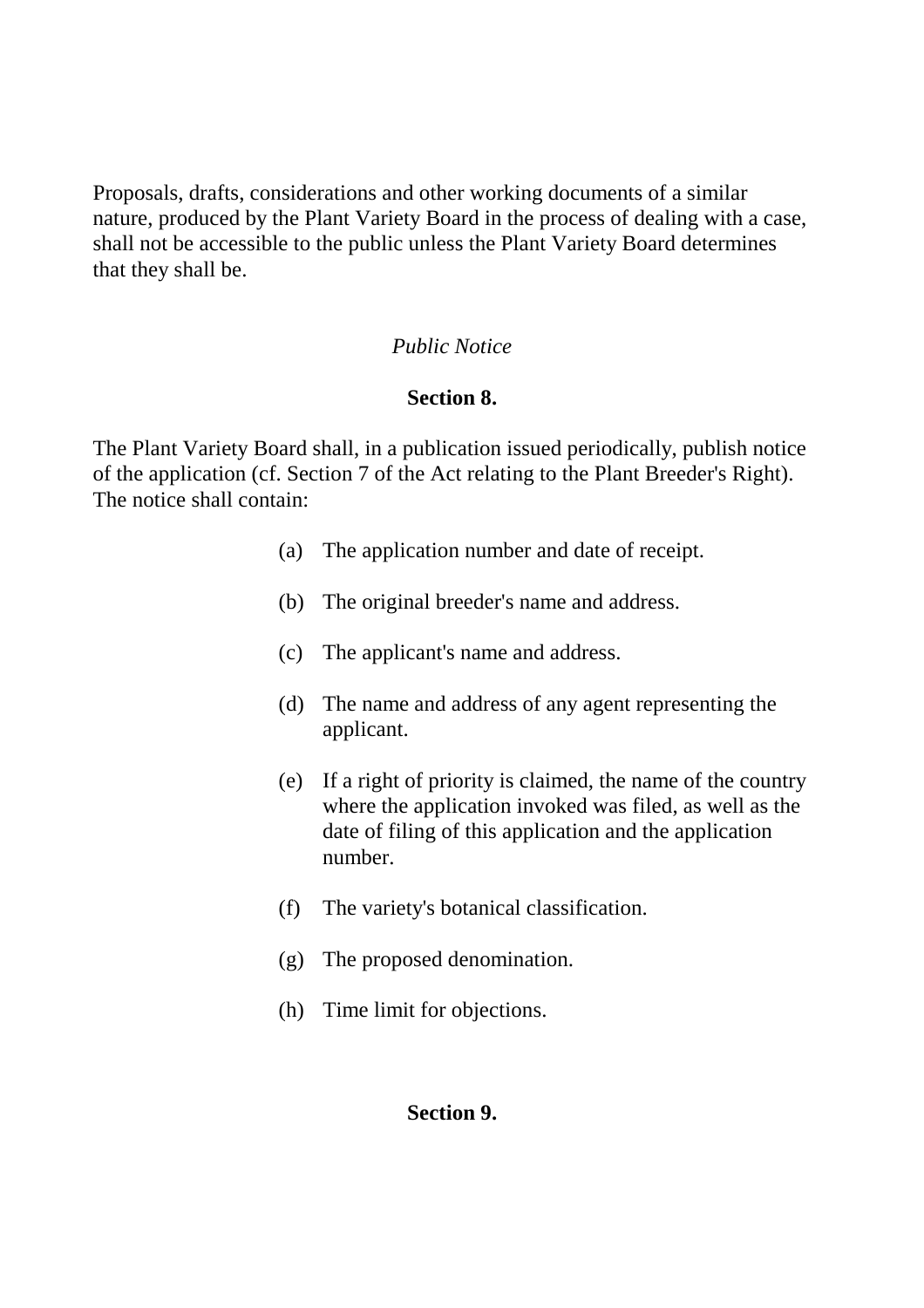Proposals, drafts, considerations and other working documents of a similar nature, produced by the Plant Variety Board in the process of dealing with a case, shall not be accessible to the public unless the Plant Variety Board determines that they shall be.

*Public Notice*

**Section 8.**

The Plant Variety Board shall, in a publication issued periodically, publish notice of the application (cf. Section 7 of the Act relating to the Plant Breeder's Right). The notice shall contain:

(a) The application number and date of receipt.

(b) The original breeder's name and address.

(c) The applicant's name and address.

(d) The name and address of any agent representing the applicant.

(e) If a right of priority is claimed, the name of the country where the application invoked was filed, as well as the date of filing of this application and the application number.

(f) The variety's botanical classification.

(g) The proposed denomination.

(h) Time limit for objections.

**Section 9.**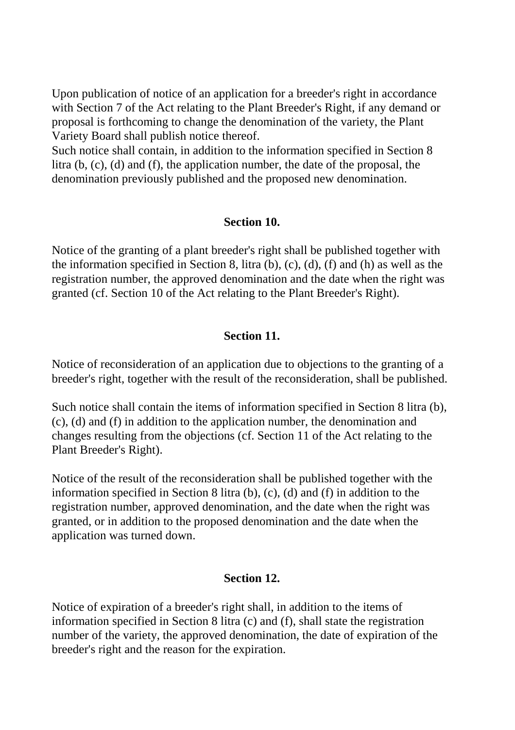Upon publication of notice of an application for a breeder's right in accordance with Section 7 of the Act relating to the Plant Breeder's Right, if any demand or proposal is forthcoming to change the denomination of the variety, the Plant Variety Board shall publish notice thereof.
Such notice shall contain, in addition to the information specified in Section 8 litra (b, (c), (d) and (f), the application number, the date of the proposal, the denomination previously published and the proposed new denomination.

## Section 10.

Notice of the granting of a plant breeder's right shall be published together with the information specified in Section 8, litra (b), (c), (d), (f) and (h) as well as the registration number, the approved denomination and the date when the right was granted (cf. Section 10 of the Act relating to the Plant Breeder's Right).

## Section 11.

Notice of reconsideration of an application due to objections to the granting of a breeder's right, together with the result of the reconsideration, shall be published.

Such notice shall contain the items of information specified in Section 8 litra (b), (c), (d) and (f) in addition to the application number, the denomination and changes resulting from the objections (cf. Section 11 of the Act relating to the Plant Breeder's Right).

Notice of the result of the reconsideration shall be published together with the information specified in Section 8 litra (b), (c), (d) and (f) in addition to the registration number, approved denomination, and the date when the right was granted, or in addition to the proposed denomination and the date when the application was turned down.

## Section 12.

Notice of expiration of a breeder's right shall, in addition to the items of information specified in Section 8 litra (c) and (f), shall state the registration number of the variety, the approved denomination, the date of expiration of the breeder's right and the reason for the expiration.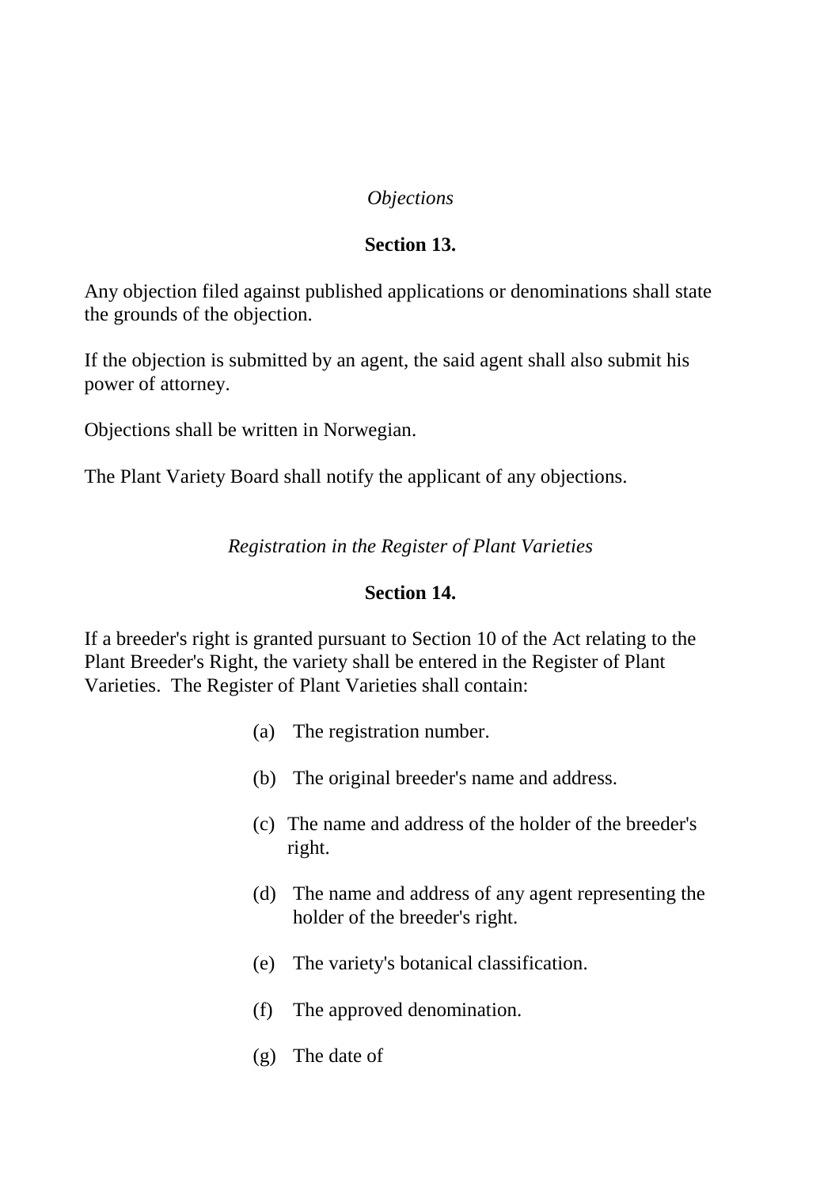*Objections*

**Section 13.**

Any objection filed against published applications or denominations shall state the grounds of the objection.

If the objection is submitted by an agent, the said agent shall also submit his power of attorney.

Objections shall be written in Norwegian.

The Plant Variety Board shall notify the applicant of any objections.

*Registration in the Register of Plant Varieties*

**Section 14.**

If a breeder's right is granted pursuant to Section 10 of the Act relating to the Plant Breeder's Right, the variety shall be entered in the Register of Plant Varieties. The Register of Plant Varieties shall contain:

(a) The registration number.

(b) The original breeder's name and address.

(c) The name and address of the holder of the breeder's right.

(d) The name and address of any agent representing the holder of the breeder's right.

(e) The variety's botanical classification.

(f) The approved denomination.

(g) The date of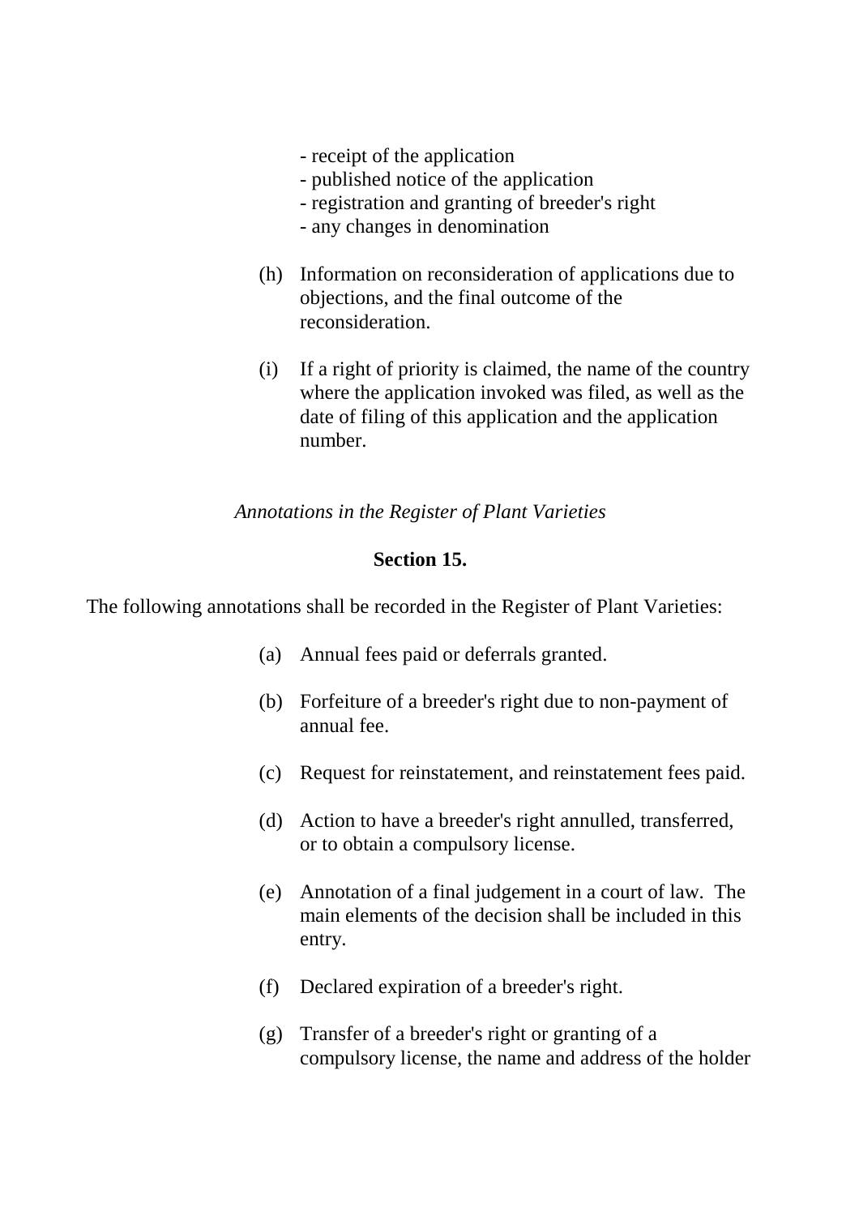- receipt of the application
- published notice of the application
- registration and granting of breeder's right
- any changes in denomination

(h) Information on reconsideration of applications due to objections, and the final outcome of the reconsideration.

(i) If a right of priority is claimed, the name of the country where the application invoked was filed, as well as the date of filing of this application and the application number.

*Annotations in the Register of Plant Varieties*

**Section 15.**

The following annotations shall be recorded in the Register of Plant Varieties:

(a) Annual fees paid or deferrals granted.

(b) Forfeiture of a breeder's right due to non-payment of annual fee.

(c) Request for reinstatement, and reinstatement fees paid.

(d) Action to have a breeder's right annulled, transferred, or to obtain a compulsory license.

(e) Annotation of a final judgement in a court of law. The main elements of the decision shall be included in this entry.

(f) Declared expiration of a breeder's right.

(g) Transfer of a breeder's right or granting of a compulsory license, the name and address of the holder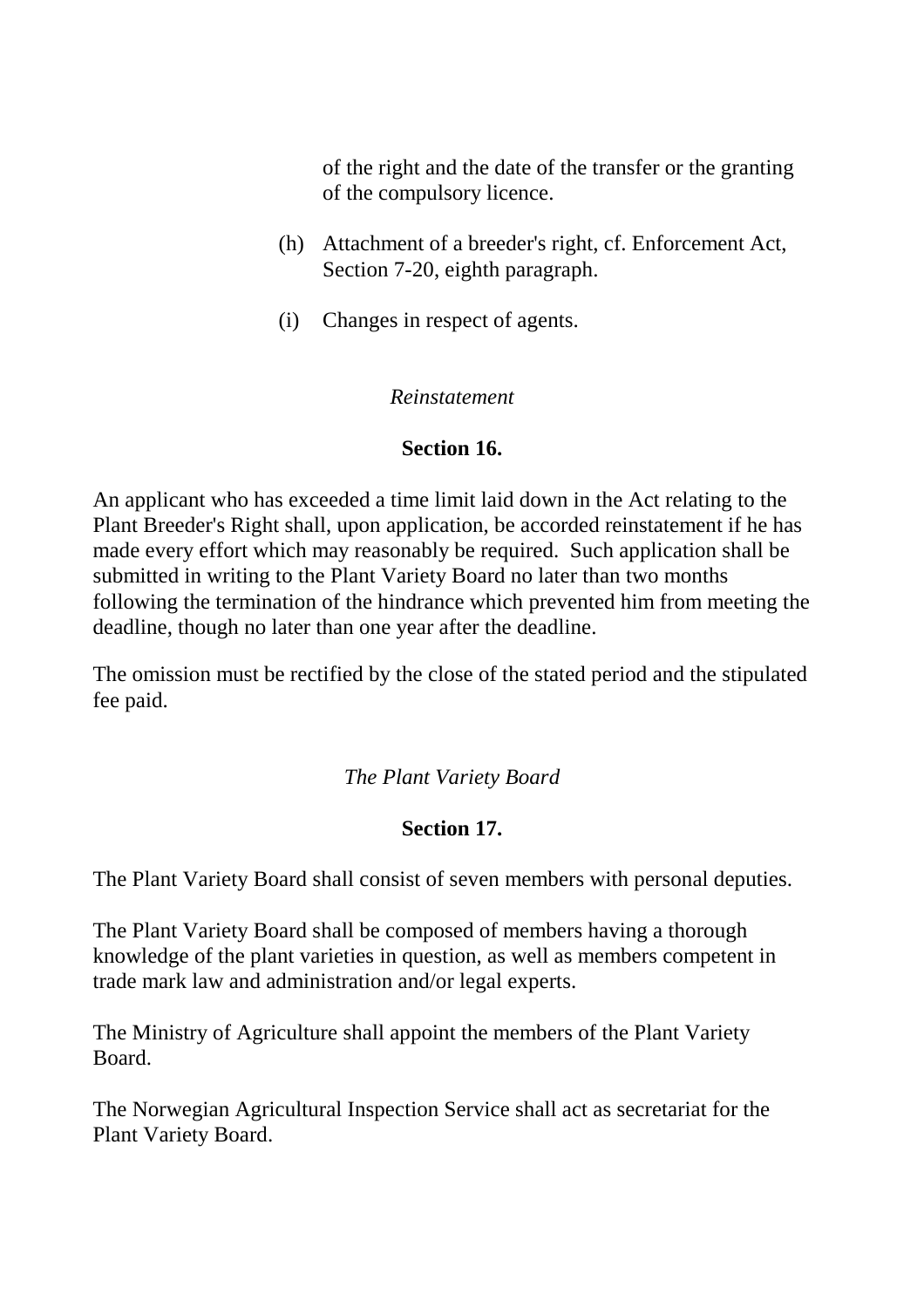of the right and the date of the transfer or the granting of the compulsory licence.

(h) Attachment of a breeder's right, cf. Enforcement Act, Section 7-20, eighth paragraph.

(i) Changes in respect of agents.

*Reinstatement*

**Section 16.**

An applicant who has exceeded a time limit laid down in the Act relating to the Plant Breeder's Right shall, upon application, be accorded reinstatement if he has made every effort which may reasonably be required. Such application shall be submitted in writing to the Plant Variety Board no later than two months following the termination of the hindrance which prevented him from meeting the deadline, though no later than one year after the deadline.

The omission must be rectified by the close of the stated period and the stipulated fee paid.

*The Plant Variety Board*

**Section 17.**

The Plant Variety Board shall consist of seven members with personal deputies.

The Plant Variety Board shall be composed of members having a thorough knowledge of the plant varieties in question, as well as members competent in trade mark law and administration and/or legal experts.

The Ministry of Agriculture shall appoint the members of the Plant Variety Board.

The Norwegian Agricultural Inspection Service shall act as secretariat for the Plant Variety Board.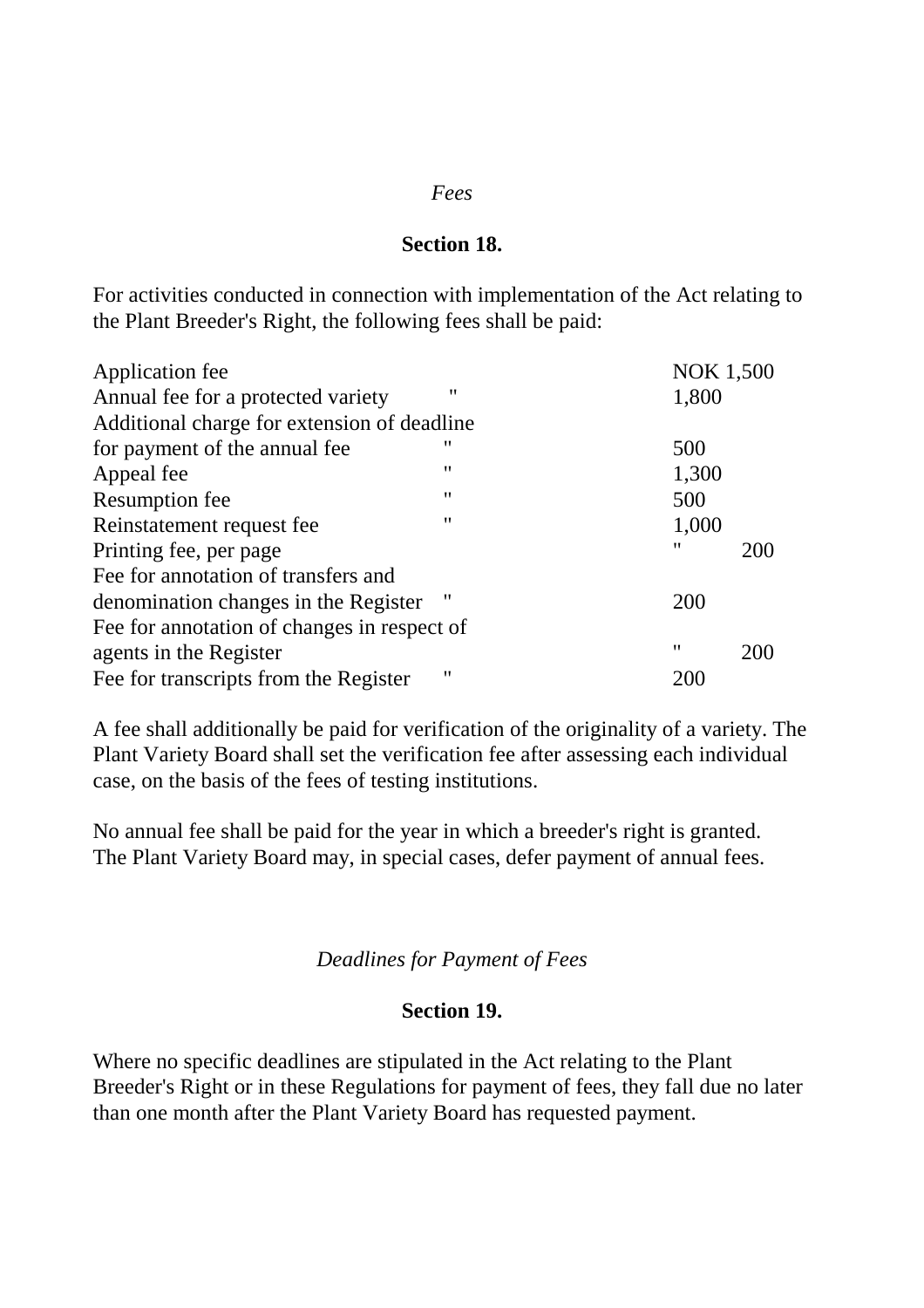*Fees*

**Section 18.**

For activities conducted in connection with implementation of the Act relating to the Plant Breeder's Right, the following fees shall be paid:

| | | |
|---|---|---|
| Application fee | | NOK 1,500 |
| Annual fee for a protected variety | " | 1,800 |
| Additional charge for extension of deadline for payment of the annual fee | " | 500 |
| Appeal fee | " | 1,300 |
| Resumption fee | " | 500 |
| Reinstatement request fee | " | 1,000 |
| Printing fee, per page | " | 200 |
| Fee for annotation of transfers and denomination changes in the Register | " | 200 |
| Fee for annotation of changes in respect of agents in the Register | " | 200 |
| Fee for transcripts from the Register | " | 200 |

A fee shall additionally be paid for verification of the originality of a variety. The Plant Variety Board shall set the verification fee after assessing each individual case, on the basis of the fees of testing institutions.

No annual fee shall be paid for the year in which a breeder's right is granted. The Plant Variety Board may, in special cases, defer payment of annual fees.

*Deadlines for Payment of Fees*

**Section 19.**

Where no specific deadlines are stipulated in the Act relating to the Plant Breeder's Right or in these Regulations for payment of fees, they fall due no later than one month after the Plant Variety Board has requested payment.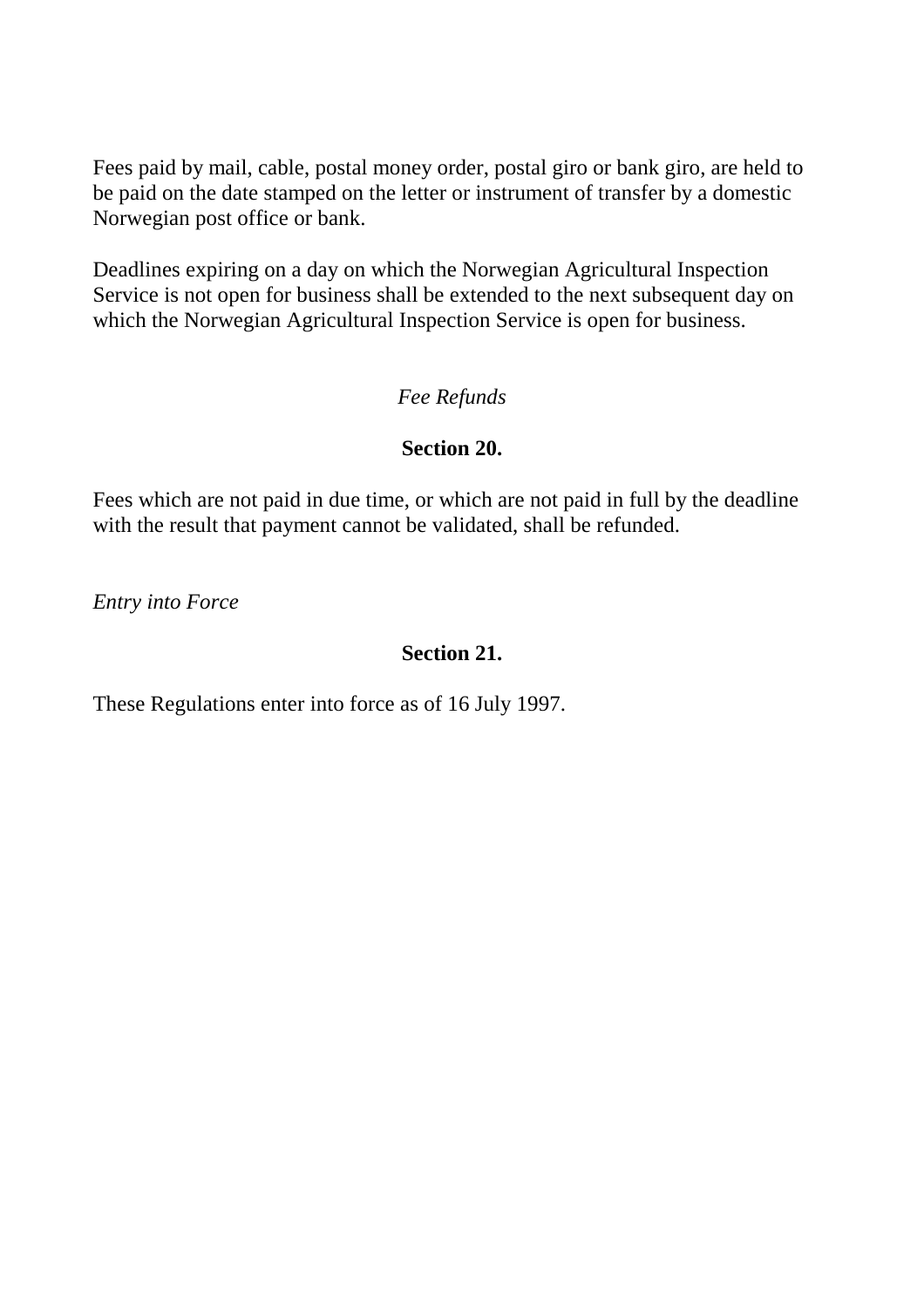Fees paid by mail, cable, postal money order, postal giro or bank giro, are held to be paid on the date stamped on the letter or instrument of transfer by a domestic Norwegian post office or bank.

Deadlines expiring on a day on which the Norwegian Agricultural Inspection Service is not open for business shall be extended to the next subsequent day on which the Norwegian Agricultural Inspection Service is open for business.

*Fee Refunds*

**Section 20.**

Fees which are not paid in due time, or which are not paid in full by the deadline with the result that payment cannot be validated, shall be refunded.

*Entry into Force*

**Section 21.**

These Regulations enter into force as of 16 July 1997.